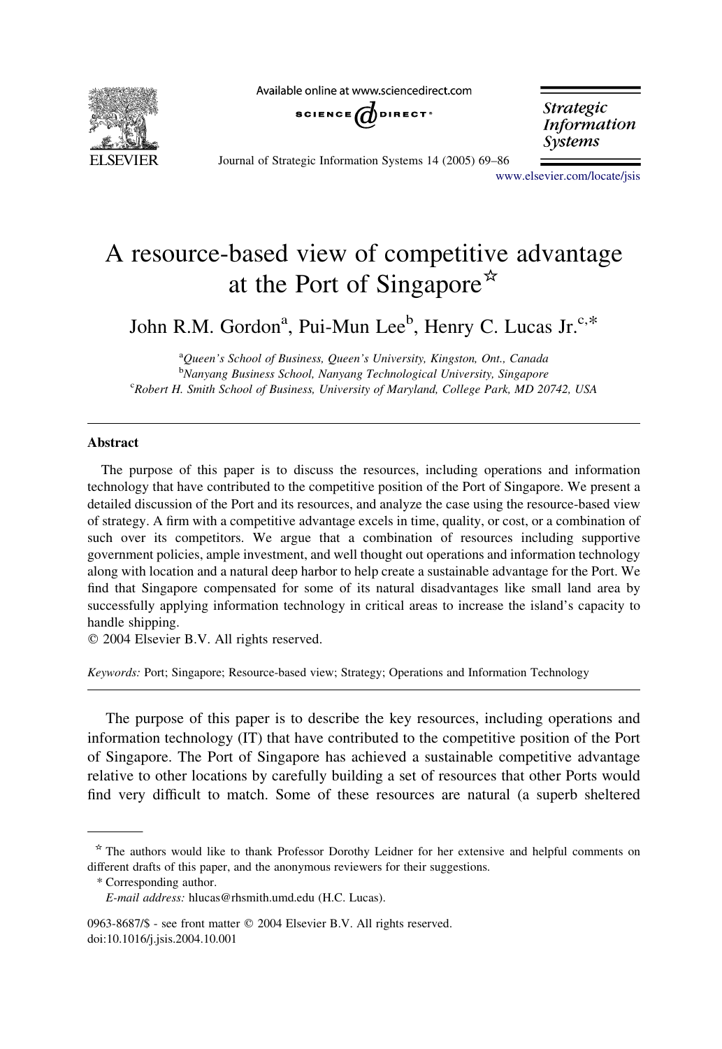# A resource-based view of competitive advantage at the Port of Singapore[☆]

John R.M. Gordon[a], Pui-Mun Lee[b], Henry C. Lucas Jr.[c,*]

[a]*Queen's School of Business, Queen's University, Kingston, Ont., Canada*

[b]*Nanyang Business School, Nanyang Technological University, Singapore*

[c]*Robert H. Smith School of Business, University of Maryland, College Park, MD 20742, USA*

---

## Abstract

The purpose of this paper is to discuss the resources, including operations and information technology that have contributed to the competitive position of the Port of Singapore. We present a detailed discussion of the Port and its resources, and analyze the case using the resource-based view of strategy. A firm with a competitive advantage excels in time, quality, or cost, or a combination of such over its competitors. We argue that a combination of resources including supportive government policies, ample investment, and well thought out operations and information technology along with location and a natural deep harbor to help create a sustainable advantage for the Port. We find that Singapore compensated for some of its natural disadvantages like small land area by successfully applying information technology in critical areas to increase the island's capacity to handle shipping.

© 2004 Elsevier B.V. All rights reserved.

*Keywords:* Port; Singapore; Resource-based view; Strategy; Operations and Information Technology

---

The purpose of this paper is to describe the key resources, including operations and information technology (IT) that have contributed to the competitive position of the Port of Singapore. The Port of Singapore has achieved a sustainable competitive advantage relative to other locations by carefully building a set of resources that other Ports would find very difficult to match. Some of these resources are natural (a superb sheltered

---

☆ The authors would like to thank Professor Dorothy Leidner for her extensive and helpful comments on different drafts of this paper, and the anonymous reviewers for their suggestions.

\* Corresponding author.

*E-mail address:* hlucas@rhsmith.umd.edu (H.C. Lucas).

0963-8687/$ - see front matter © 2004 Elsevier B.V. All rights reserved.
doi:10.1016/j.jsis.2004.10.001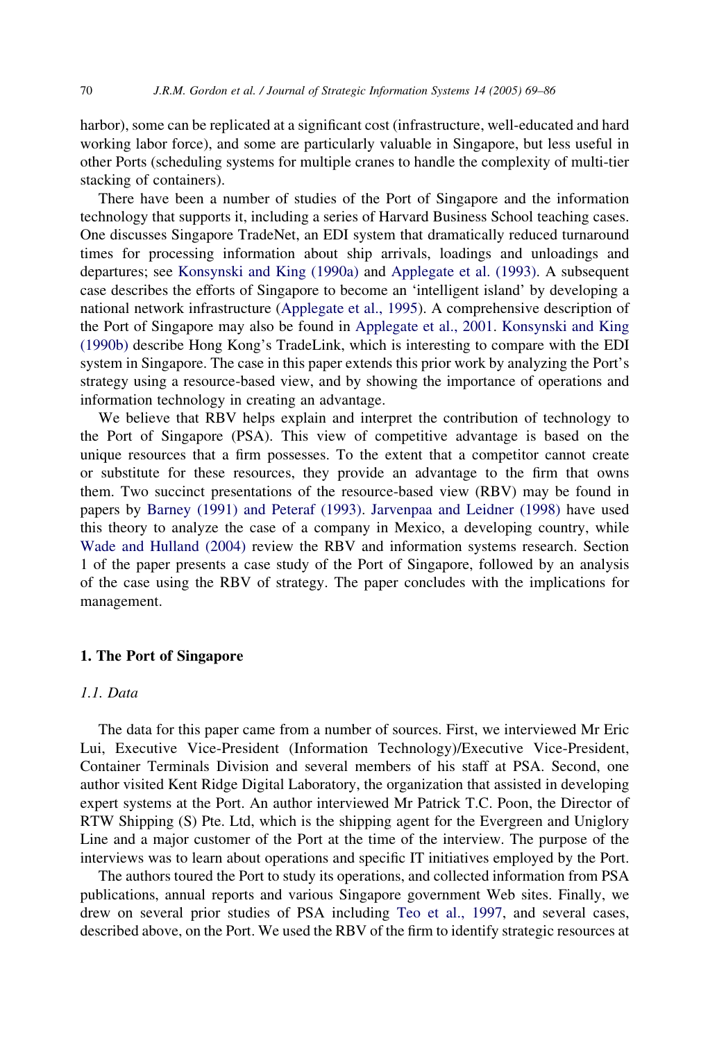harbor), some can be replicated at a significant cost (infrastructure, well-educated and hard working labor force), and some are particularly valuable in Singapore, but less useful in other Ports (scheduling systems for multiple cranes to handle the complexity of multi-tier stacking of containers).

There have been a number of studies of the Port of Singapore and the information technology that supports it, including a series of Harvard Business School teaching cases. One discusses Singapore TradeNet, an EDI system that dramatically reduced turnaround times for processing information about ship arrivals, loadings and unloadings and departures; see Konsynski and King (1990a) and Applegate et al. (1993). A subsequent case describes the efforts of Singapore to become an 'intelligent island' by developing a national network infrastructure (Applegate et al., 1995). A comprehensive description of the Port of Singapore may also be found in Applegate et al., 2001. Konsynski and King (1990b) describe Hong Kong's TradeLink, which is interesting to compare with the EDI system in Singapore. The case in this paper extends this prior work by analyzing the Port's strategy using a resource-based view, and by showing the importance of operations and information technology in creating an advantage.

We believe that RBV helps explain and interpret the contribution of technology to the Port of Singapore (PSA). This view of competitive advantage is based on the unique resources that a firm possesses. To the extent that a competitor cannot create or substitute for these resources, they provide an advantage to the firm that owns them. Two succinct presentations of the resource-based view (RBV) may be found in papers by Barney (1991) and Peteraf (1993). Jarvenpaa and Leidner (1998) have used this theory to analyze the case of a company in Mexico, a developing country, while Wade and Hulland (2004) review the RBV and information systems research. Section 1 of the paper presents a case study of the Port of Singapore, followed by an analysis of the case using the RBV of strategy. The paper concludes with the implications for management.

## 1. The Port of Singapore

### *1.1. Data*

The data for this paper came from a number of sources. First, we interviewed Mr Eric Lui, Executive Vice-President (Information Technology)/Executive Vice-President, Container Terminals Division and several members of his staff at PSA. Second, one author visited Kent Ridge Digital Laboratory, the organization that assisted in developing expert systems at the Port. An author interviewed Mr Patrick T.C. Poon, the Director of RTW Shipping (S) Pte. Ltd, which is the shipping agent for the Evergreen and Uniglory Line and a major customer of the Port at the time of the interview. The purpose of the interviews was to learn about operations and specific IT initiatives employed by the Port.

The authors toured the Port to study its operations, and collected information from PSA publications, annual reports and various Singapore government Web sites. Finally, we drew on several prior studies of PSA including Teo et al., 1997, and several cases, described above, on the Port. We used the RBV of the firm to identify strategic resources at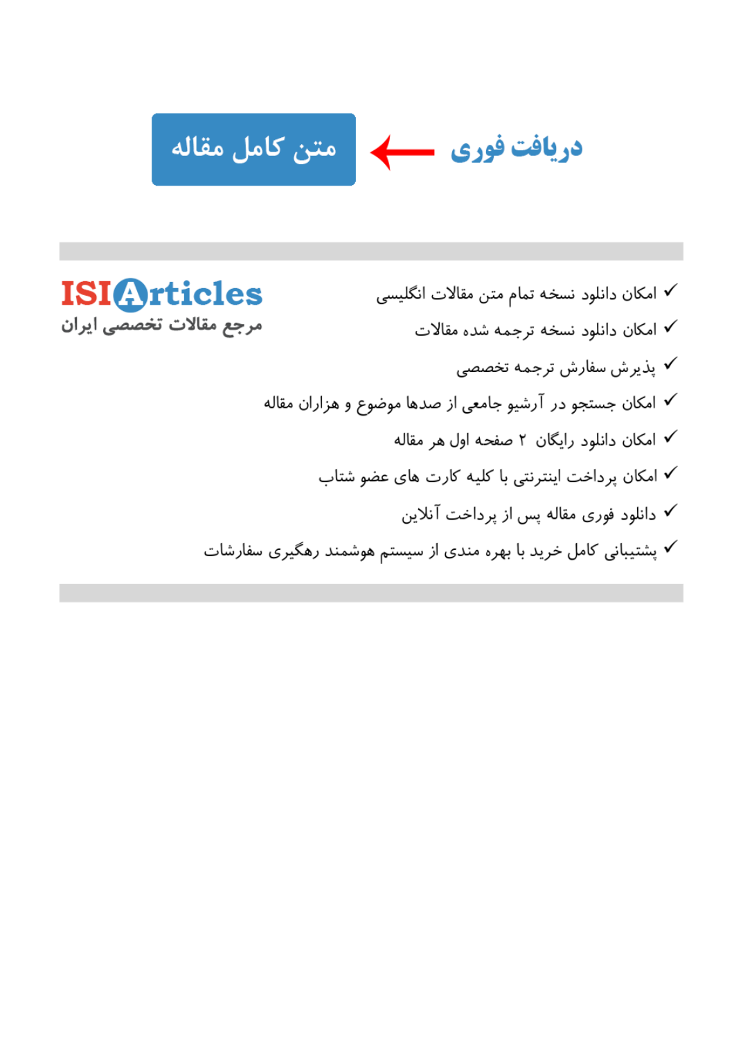دریافت فوری ← **متن کامل مقاله**

**ISIArticles**
مرجع مقالات تخصصی ایران

- ✓ امکان دانلود نسخه تمام متن مقالات انگلیسی
- ✓ امکان دانلود نسخه ترجمه شده مقالات
- ✓ پذیرش سفارش ترجمه تخصصی
- ✓ امکان جستجو در آرشیو جامعی از صدها موضوع و هزاران مقاله
- ✓ امکان دانلود رایگان ۲ صفحه اول هر مقاله
- ✓ امکان پرداخت اینترنتی با کلیه کارت های عضو شتاب
- ✓ دانلود فوری مقاله پس از پرداخت آنلاین
- ✓ پشتیبانی کامل خرید با بهره مندی از سیستم هوشمند رهگیری سفارشات